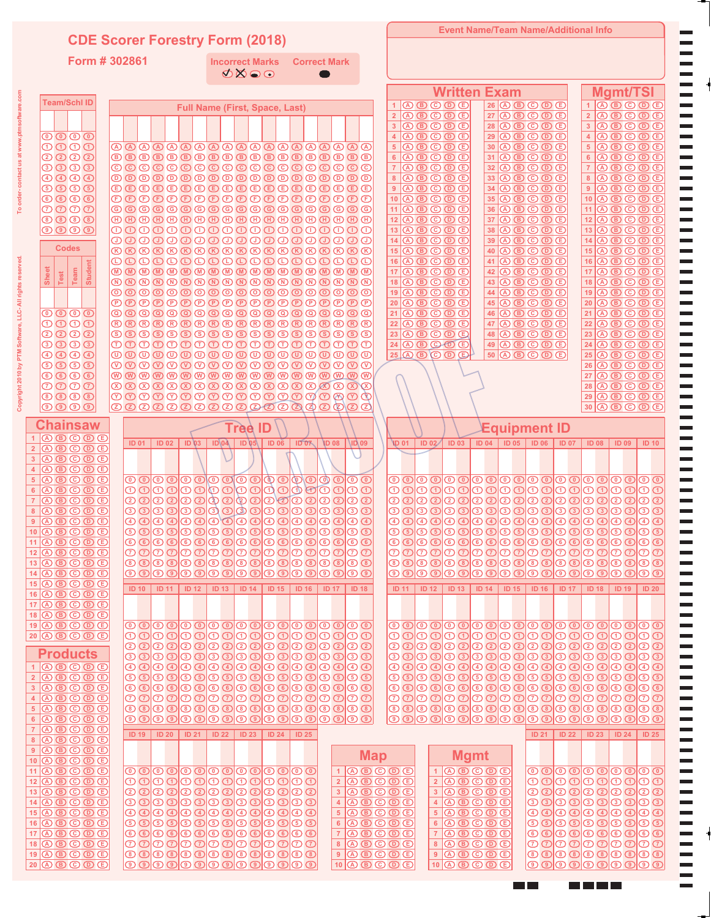# CDE Scorer Forestry Form (2018)

**Form # 302861**

Incorrect Marks ✓ ✗ ⬬ ⊙ Correct Mark ●

**Event Name/Team Name/Additional Info**

To order- contact us at www.ptmsoftware.com

Copyright 2010 by PTM Software, LLC- All rights reserved.

## Team/Schl ID

0 1 2 3 4 5 6 7 8 9

## Full Name (First, Space, Last)

A B C D E F G H I J K L M N O P Q R S T U V W X Y Z

## Codes

| Sheet | Test | Team | Student |
|---|---|---|---|

0 1 2 3 4 5 6 7 8 9

## Written Exam

Questions 1–50: A B C D E

## Mgmt/TSI

Questions 1–30: A B C D E

## Chainsaw

Questions 1–20: A B C D E

## Products

Questions 1–20: A B C D E

## Tree ID

ID 01 – ID 25: 0 1 2 3 4 5 6 7 8 9

## Equipment ID

ID 01 – ID 25: 0 1 2 3 4 5 6 7 8 9

## Map

Questions 1–10: A B C D E

## Mgmt

Questions 1–10: A B C D E

PROOF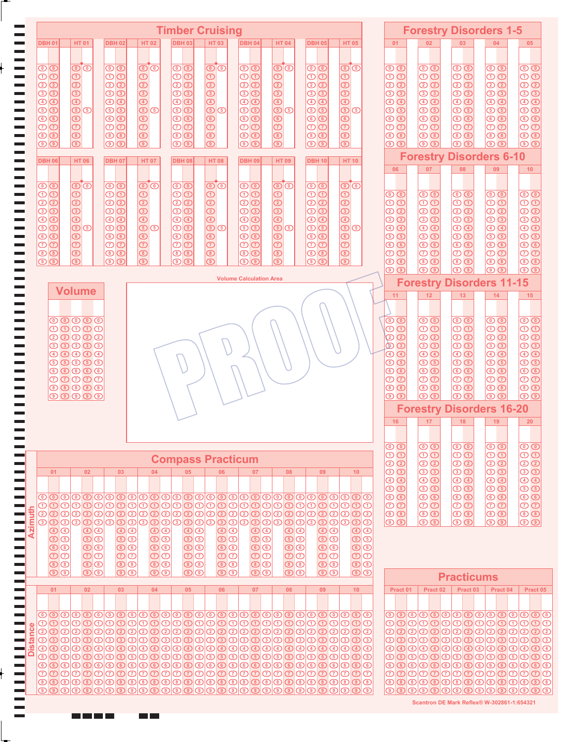# Timber Cruising

DBH 01 | HT 01 | DBH 02 | HT 02 | DBH 03 | HT 03 | DBH 04 | HT 04 | DBH 05 | HT 05

DBH 06 | HT 06 | DBH 07 | HT 07 | DBH 08 | HT 08 | DBH 09 | HT 09 | DBH 10 | HT 10

# Forestry Disorders 1-5

01 | 02 | 03 | 04 | 05

# Forestry Disorders 6-10

06 | 07 | 08 | 09 | 10

# Volume

Volume Calculation Area

PROOF

# Forestry Disorders 11-15

11 | 12 | 13 | 14 | 15

# Forestry Disorders 16-20

16 | 17 | 18 | 19 | 20

# Compass Practicum

## Azimuth

01 | 02 | 03 | 04 | 05 | 06 | 07 | 08 | 09 | 10

## Distance

01 | 02 | 03 | 04 | 05 | 06 | 07 | 08 | 09 | 10

# Practicums

Pract 01 | Pract 02 | Pract 03 | Pract 04 | Pract 05

Scantron DE Mark Reflex® W-302861-1:654321